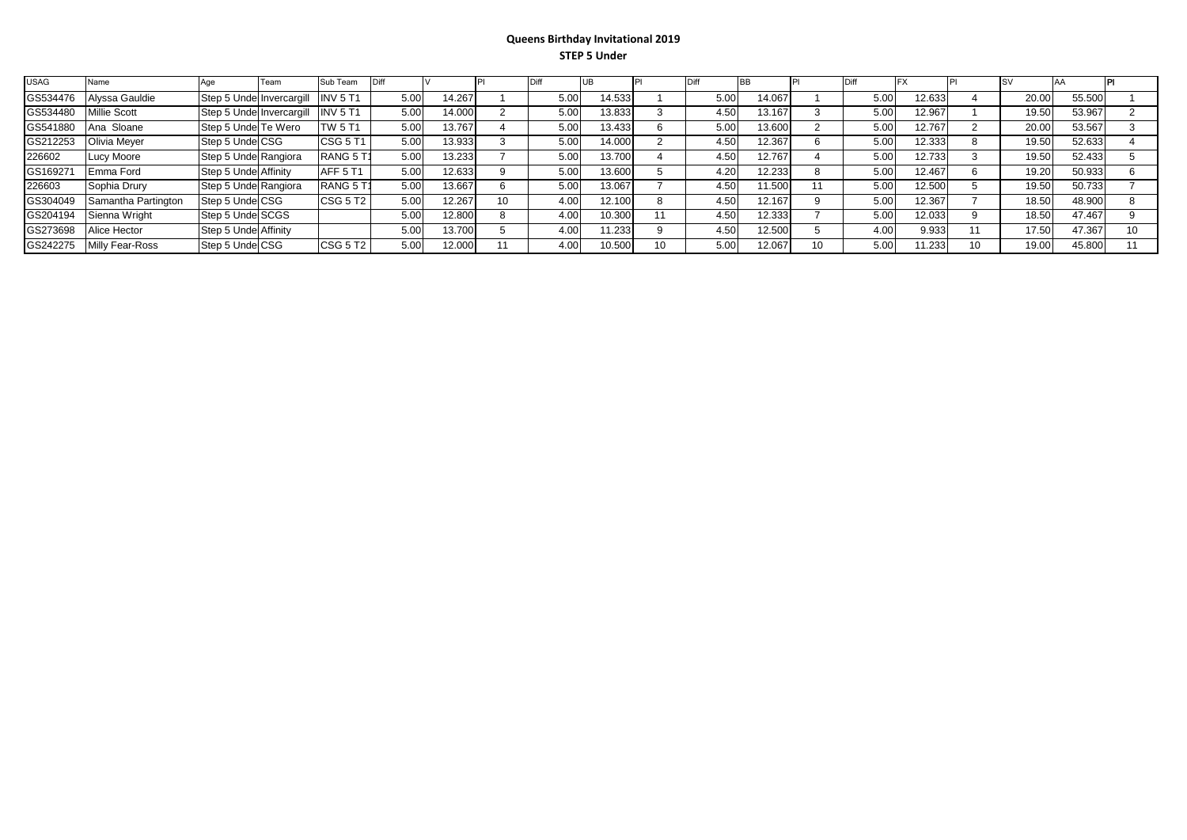**Queens Birthday Invitational 2019**

**STEP 5 Under**

| USAG | Name | Age | Team | Sub Team | Diff | V | Pl | Diff | UB | Pl | Diff | BB | Pl | Diff | FX | Pl | SV | AA | Pl |
|---|---|---|---|---|---|---|---|---|---|---|---|---|---|---|---|---|---|---|---|
| GS534476 | Alyssa Gauldie | Step 5 Unde | Invercargill | INV 5 T1 | 5.00 | 14.267 | 1 | 5.00 | 14.533 | 1 | 5.00 | 14.067 | 1 | 5.00 | 12.633 | 4 | 20.00 | 55.500 | 1 |
| GS534480 | Millie Scott | Step 5 Unde | Invercargill | INV 5 T1 | 5.00 | 14.000 | 2 | 5.00 | 13.833 | 3 | 4.50 | 13.167 | 3 | 5.00 | 12.967 | 1 | 19.50 | 53.967 | 2 |
| GS541880 | Ana Sloane | Step 5 Unde | Te Wero | TW 5 T1 | 5.00 | 13.767 | 4 | 5.00 | 13.433 | 6 | 5.00 | 13.600 | 2 | 5.00 | 12.767 | 2 | 20.00 | 53.567 | 3 |
| GS212253 | Olivia Meyer | Step 5 Unde | CSG | CSG 5 T1 | 5.00 | 13.933 | 3 | 5.00 | 14.000 | 2 | 4.50 | 12.367 | 6 | 5.00 | 12.333 | 8 | 19.50 | 52.633 | 4 |
| 226602 | Lucy Moore | Step 5 Unde | Rangiora | RANG 5 T1 | 5.00 | 13.233 | 7 | 5.00 | 13.700 | 4 | 4.50 | 12.767 | 4 | 5.00 | 12.733 | 3 | 19.50 | 52.433 | 5 |
| GS169271 | Emma Ford | Step 5 Unde | Affinity | AFF 5 T1 | 5.00 | 12.633 | 9 | 5.00 | 13.600 | 5 | 4.20 | 12.233 | 8 | 5.00 | 12.467 | 6 | 19.20 | 50.933 | 6 |
| 226603 | Sophia Drury | Step 5 Unde | Rangiora | RANG 5 T1 | 5.00 | 13.667 | 6 | 5.00 | 13.067 | 7 | 4.50 | 11.500 | 11 | 5.00 | 12.500 | 5 | 19.50 | 50.733 | 7 |
| GS304049 | Samantha Partington | Step 5 Unde | CSG | CSG 5 T2 | 5.00 | 12.267 | 10 | 4.00 | 12.100 | 8 | 4.50 | 12.167 | 9 | 5.00 | 12.367 | 7 | 18.50 | 48.900 | 8 |
| GS204194 | Sienna Wright | Step 5 Unde | SCGS | | 5.00 | 12.800 | 8 | 4.00 | 10.300 | 11 | 4.50 | 12.333 | 7 | 5.00 | 12.033 | 9 | 18.50 | 47.467 | 9 |
| GS273698 | Alice Hector | Step 5 Unde | Affinity | | 5.00 | 13.700 | 5 | 4.00 | 11.233 | 9 | 4.50 | 12.500 | 5 | 4.00 | 9.933 | 11 | 17.50 | 47.367 | 10 |
| GS242275 | Milly Fear-Ross | Step 5 Unde | CSG | CSG 5 T2 | 5.00 | 12.000 | 11 | 4.00 | 10.500 | 10 | 5.00 | 12.067 | 10 | 5.00 | 11.233 | 10 | 19.00 | 45.800 | 11 |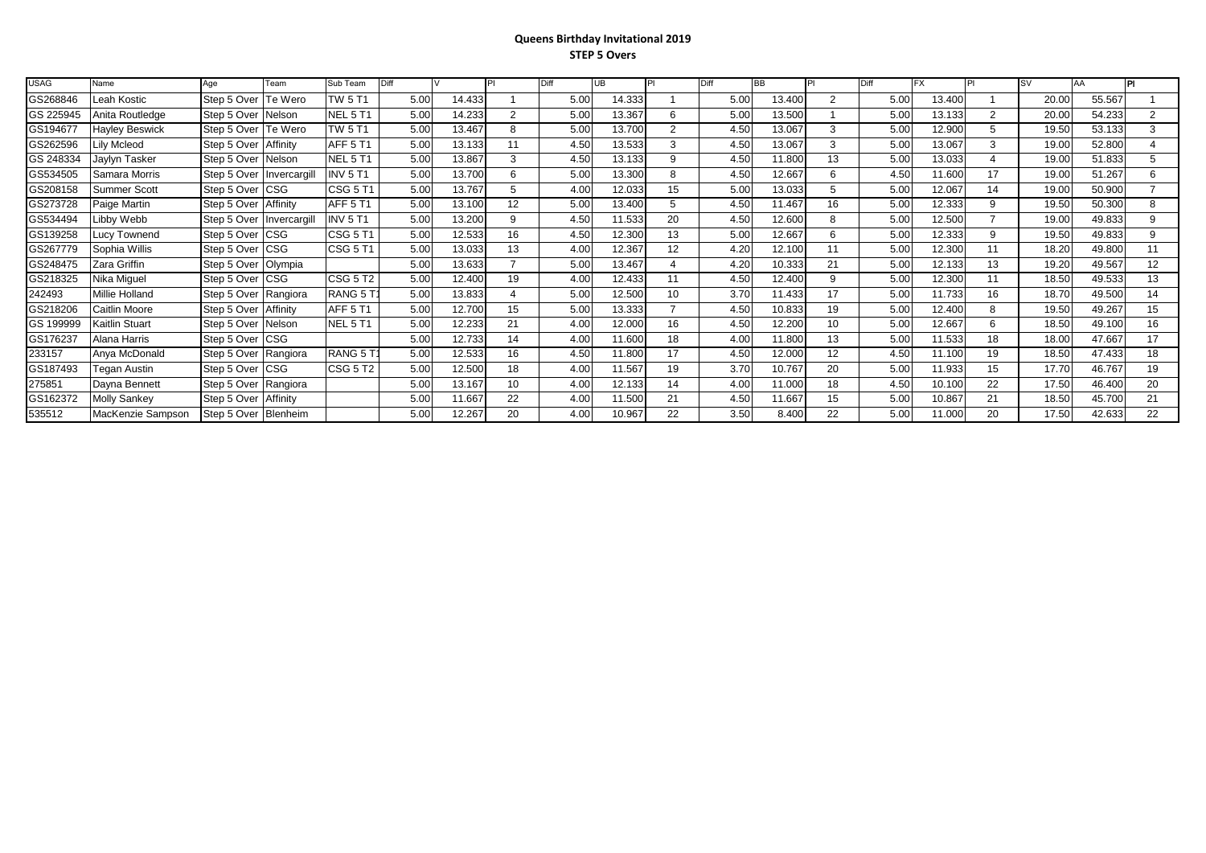**Queens Birthday Invitational 2019**

**STEP 5 Overs**

| USAG | Name | Age | Team | Sub Team | Diff | V | Pl | Diff | UB | Pl | Diff | BB | Pl | Diff | FX | Pl | SV | AA | Pl |
|---|---|---|---|---|---|---|---|---|---|---|---|---|---|---|---|---|---|---|---|
| GS268846 | Leah Kostic | Step 5 Over | Te Wero | TW 5 T1 | 5.00 | 14.433 | 1 | 5.00 | 14.333 | 1 | 5.00 | 13.400 | 2 | 5.00 | 13.400 | 1 | 20.00 | 55.567 | 1 |
| GS 225945 | Anita Routledge | Step 5 Over | Nelson | NEL 5 T1 | 5.00 | 14.233 | 2 | 5.00 | 13.367 | 6 | 5.00 | 13.500 | 1 | 5.00 | 13.133 | 2 | 20.00 | 54.233 | 2 |
| GS194677 | Hayley Beswick | Step 5 Over | Te Wero | TW 5 T1 | 5.00 | 13.467 | 8 | 5.00 | 13.700 | 2 | 4.50 | 13.067 | 3 | 5.00 | 12.900 | 5 | 19.50 | 53.133 | 3 |
| GS262596 | Lily Mcleod | Step 5 Over | Affinity | AFF 5 T1 | 5.00 | 13.133 | 11 | 4.50 | 13.533 | 3 | 4.50 | 13.067 | 3 | 5.00 | 13.067 | 3 | 19.00 | 52.800 | 4 |
| GS 248334 | Jaylyn Tasker | Step 5 Over | Nelson | NEL 5 T1 | 5.00 | 13.867 | 3 | 4.50 | 13.133 | 9 | 4.50 | 11.800 | 13 | 5.00 | 13.033 | 4 | 19.00 | 51.833 | 5 |
| GS534505 | Samara Morris | Step 5 Over | Invercargill | INV 5 T1 | 5.00 | 13.700 | 6 | 5.00 | 13.300 | 8 | 4.50 | 12.667 | 6 | 4.50 | 11.600 | 17 | 19.00 | 51.267 | 6 |
| GS208158 | Summer Scott | Step 5 Over | CSG | CSG 5 T1 | 5.00 | 13.767 | 5 | 4.00 | 12.033 | 15 | 5.00 | 13.033 | 5 | 5.00 | 12.067 | 14 | 19.00 | 50.900 | 7 |
| GS273728 | Paige Martin | Step 5 Over | Affinity | AFF 5 T1 | 5.00 | 13.100 | 12 | 5.00 | 13.400 | 5 | 4.50 | 11.467 | 16 | 5.00 | 12.333 | 9 | 19.50 | 50.300 | 8 |
| GS534494 | Libby Webb | Step 5 Over | Invercargill | INV 5 T1 | 5.00 | 13.200 | 9 | 4.50 | 11.533 | 20 | 4.50 | 12.600 | 8 | 5.00 | 12.500 | 7 | 19.00 | 49.833 | 9 |
| GS139258 | Lucy Townend | Step 5 Over | CSG | CSG 5 T1 | 5.00 | 12.533 | 16 | 4.50 | 12.300 | 13 | 5.00 | 12.667 | 6 | 5.00 | 12.333 | 9 | 19.50 | 49.833 | 9 |
| GS267779 | Sophia Willis | Step 5 Over | CSG | CSG 5 T1 | 5.00 | 13.033 | 13 | 4.00 | 12.367 | 12 | 4.20 | 12.100 | 11 | 5.00 | 12.300 | 11 | 18.20 | 49.800 | 11 |
| GS248475 | Zara Griffin | Step 5 Over | Olympia | | 5.00 | 13.633 | 7 | 5.00 | 13.467 | 4 | 4.20 | 10.333 | 21 | 5.00 | 12.133 | 13 | 19.20 | 49.567 | 12 |
| GS218325 | Nika Miguel | Step 5 Over | CSG | CSG 5 T2 | 5.00 | 12.400 | 19 | 4.00 | 12.433 | 11 | 4.50 | 12.400 | 9 | 5.00 | 12.300 | 11 | 18.50 | 49.533 | 13 |
| 242493 | Millie Holland | Step 5 Over | Rangiora | RANG 5 T1 | 5.00 | 13.833 | 4 | 5.00 | 12.500 | 10 | 3.70 | 11.433 | 17 | 5.00 | 11.733 | 16 | 18.70 | 49.500 | 14 |
| GS218206 | Caitlin Moore | Step 5 Over | Affinity | AFF 5 T1 | 5.00 | 12.700 | 15 | 5.00 | 13.333 | 7 | 4.50 | 10.833 | 19 | 5.00 | 12.400 | 8 | 19.50 | 49.267 | 15 |
| GS 199999 | Kaitlin Stuart | Step 5 Over | Nelson | NEL 5 T1 | 5.00 | 12.233 | 21 | 4.00 | 12.000 | 16 | 4.50 | 12.200 | 10 | 5.00 | 12.667 | 6 | 18.50 | 49.100 | 16 |
| GS176237 | Alana Harris | Step 5 Over | CSG | | 5.00 | 12.733 | 14 | 4.00 | 11.600 | 18 | 4.00 | 11.800 | 13 | 5.00 | 11.533 | 18 | 18.00 | 47.667 | 17 |
| 233157 | Anya McDonald | Step 5 Over | Rangiora | RANG 5 T1 | 5.00 | 12.533 | 16 | 4.50 | 11.800 | 17 | 4.50 | 12.000 | 12 | 4.50 | 11.100 | 19 | 18.50 | 47.433 | 18 |
| GS187493 | Tegan Austin | Step 5 Over | CSG | CSG 5 T2 | 5.00 | 12.500 | 18 | 4.00 | 11.567 | 19 | 3.70 | 10.767 | 20 | 5.00 | 11.933 | 15 | 17.70 | 46.767 | 19 |
| 275851 | Dayna Bennett | Step 5 Over | Rangiora | | 5.00 | 13.167 | 10 | 4.00 | 12.133 | 14 | 4.00 | 11.000 | 18 | 4.50 | 10.100 | 22 | 17.50 | 46.400 | 20 |
| GS162372 | Molly Sankey | Step 5 Over | Affinity | | 5.00 | 11.667 | 22 | 4.00 | 11.500 | 21 | 4.50 | 11.667 | 15 | 5.00 | 10.867 | 21 | 18.50 | 45.700 | 21 |
| 535512 | MacKenzie Sampson | Step 5 Over | Blenheim | | 5.00 | 12.267 | 20 | 4.00 | 10.967 | 22 | 3.50 | 8.400 | 22 | 5.00 | 11.000 | 20 | 17.50 | 42.633 | 22 |